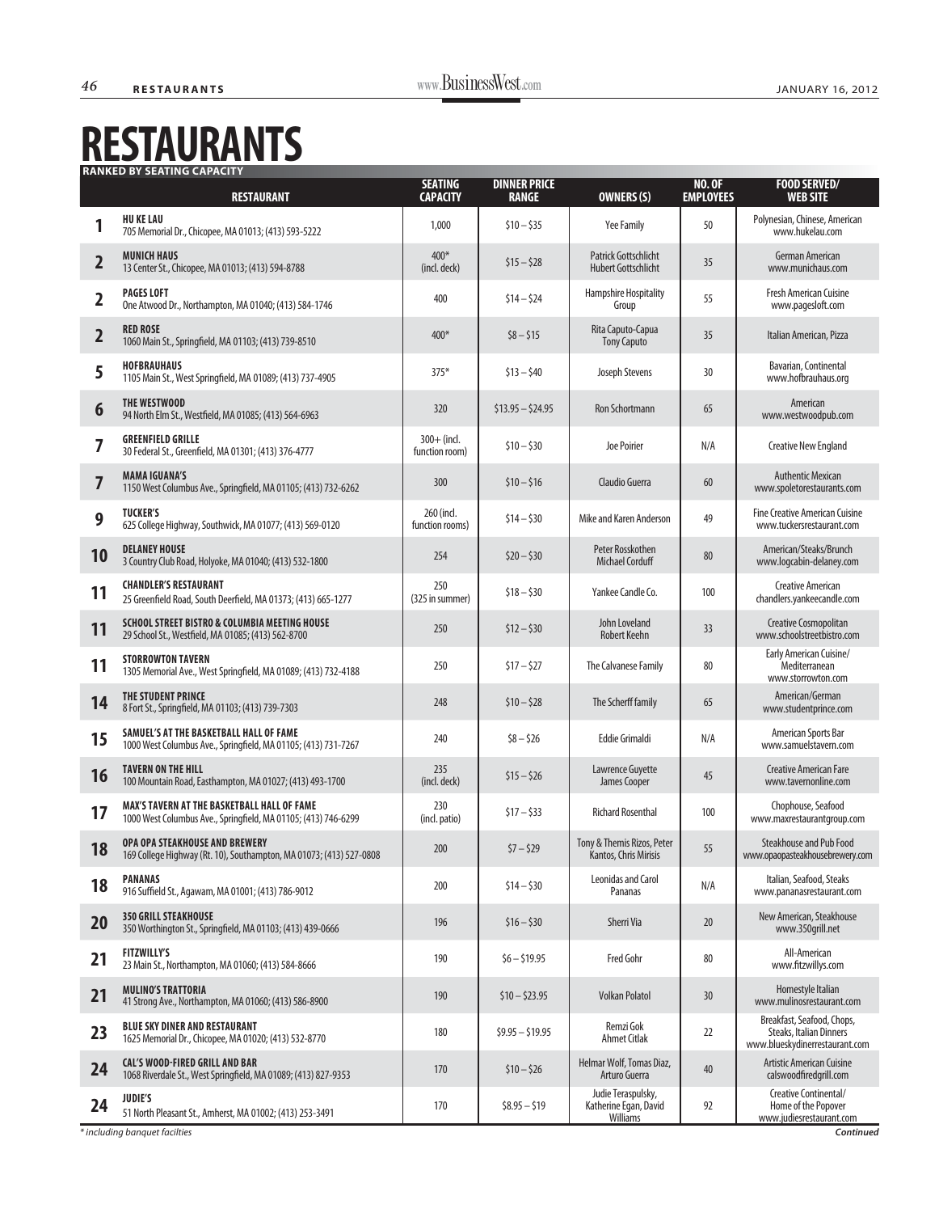# RESTAURANTS

**RANKED BY SEATING CAPACITY**

| | RESTAURANT | SEATING CAPACITY | DINNER PRICE RANGE | OWNERS (S) | NO. OF EMPLOYEES | FOOD SERVED/ WEB SITE |
|---|---|---|---|---|---|---|
| 1 | **HU KE LAU** 705 Memorial Dr., Chicopee, MA 01013; (413) 593-5222 | 1,000 | $10 – $35 | Yee Family | 50 | Polynesian, Chinese, American www.hukelau.com |
| 2 | **MUNICH HAUS** 13 Center St., Chicopee, MA 01013; (413) 594-8788 | 400* (incl. deck) | $15 – $28 | Patrick Gottschlicht Hubert Gottschlicht | 35 | German American www.munichaus.com |
| 2 | **PAGES LOFT** One Atwood Dr., Northampton, MA 01040; (413) 584-1746 | 400 | $14 – $24 | Hampshire Hospitality Group | 55 | Fresh American Cuisine www.pagesloft.com |
| 2 | **RED ROSE** 1060 Main St., Springfield, MA 01103; (413) 739-8510 | 400* | $8 – $15 | Rita Caputo-Capua Tony Caputo | 35 | Italian American, Pizza |
| 5 | **HOFBRAUHAUS** 1105 Main St., West Springfield, MA 01089; (413) 737-4905 | 375* | $13 – $40 | Joseph Stevens | 30 | Bavarian, Continental www.hofbrauhaus.org |
| 6 | **THE WESTWOOD** 94 North Elm St., Westfield, MA 01085; (413) 564-6963 | 320 | $13.95 – $24.95 | Ron Schortmann | 65 | American www.westwoodpub.com |
| 7 | **GREENFIELD GRILLE** 30 Federal St., Greenfield, MA 01301; (413) 376-4777 | 300+ (incl. function room) | $10 – $30 | Joe Poirier | N/A | Creative New England |
| 7 | **MAMA IGUANA'S** 1150 West Columbus Ave., Springfield, MA 01105; (413) 732-6262 | 300 | $10 – $16 | Claudio Guerra | 60 | Authentic Mexican www.spoletorestaurants.com |
| 9 | **TUCKER'S** 625 College Highway, Southwick, MA 01077; (413) 569-0120 | 260 (incl. function rooms) | $14 – $30 | Mike and Karen Anderson | 49 | Fine Creative American Cuisine www.tuckersrestaurant.com |
| 10 | **DELANEY HOUSE** 3 Country Club Road, Holyoke, MA 01040; (413) 532-1800 | 254 | $20 – $30 | Peter Rosskothen Michael Corduff | 80 | American/Steaks/Brunch www.logcabin-delaney.com |
| 11 | **CHANDLER'S RESTAURANT** 25 Greenfield Road, South Deerfield, MA 01373; (413) 665-1277 | 250 (325 in summer) | $18 – $30 | Yankee Candle Co. | 100 | Creative American chandlers.yankeecandle.com |
| 11 | **SCHOOL STREET BISTRO & COLUMBIA MEETING HOUSE** 29 School St., Westfield, MA 01085; (413) 562-8700 | 250 | $12 – $30 | John Loveland Robert Keehn | 33 | Creative Cosmopolitan www.schoolstreetbistro.com |
| 11 | **STORROWTON TAVERN** 1305 Memorial Ave., West Springfield, MA 01089; (413) 732-4188 | 250 | $17 – $27 | The Calvanese Family | 80 | Early American Cuisine/ Mediterranean www.storrowton.com |
| 14 | **THE STUDENT PRINCE** 8 Fort St., Springfield, MA 01103; (413) 739-7303 | 248 | $10 – $28 | The Scherff family | 65 | American/German www.studentprince.com |
| 15 | **SAMUEL'S AT THE BASKETBALL HALL OF FAME** 1000 West Columbus Ave., Springfield, MA 01105; (413) 731-7267 | 240 | $8 – $26 | Eddie Grimaldi | N/A | American Sports Bar www.samuelstavern.com |
| 16 | **TAVERN ON THE HILL** 100 Mountain Road, Easthampton, MA 01027; (413) 493-1700 | 235 (incl. deck) | $15 – $26 | Lawrence Guyette James Cooper | 45 | Creative American Fare www.tavernonline.com |
| 17 | **MAX'S TAVERN AT THE BASKETBALL HALL OF FAME** 1000 West Columbus Ave., Springfield, MA 01105; (413) 746-6299 | 230 (incl. patio) | $17 – $33 | Richard Rosenthal | 100 | Chophouse, Seafood www.maxrestaurantgroup.com |
| 18 | **OPA OPA STEAKHOUSE AND BREWERY** 169 College Highway (Rt. 10), Southampton, MA 01073; (413) 527-0808 | 200 | $7 – $29 | Tony & Themis Rizos, Peter Kantos, Chris Mirisis | 55 | Steakhouse and Pub Food www.opaopasteakhousebrewery.com |
| 18 | **PANANAS** 916 Suffield St., Agawam, MA 01001; (413) 786-9012 | 200 | $14 – $30 | Leonidas and Carol Pananas | N/A | Italian, Seafood, Steaks www.pananasrestaurant.com |
| 20 | **350 GRILL STEAKHOUSE** 350 Worthington St., Springfield, MA 01103; (413) 439-0666 | 196 | $16 – $30 | Sherri Via | 20 | New American, Steakhouse www.350grill.net |
| 21 | **FITZWILLY'S** 23 Main St., Northampton, MA 01060; (413) 584-8666 | 190 | $6 – $19.95 | Fred Gohr | 80 | All-American www.fitzwillys.com |
| 21 | **MULINO'S TRATTORIA** 41 Strong Ave., Northampton, MA 01060; (413) 586-8900 | 190 | $10 – $23.95 | Volkan Polatol | 30 | Homestyle Italian www.mulinosrestaurant.com |
| 23 | **BLUE SKY DINER AND RESTAURANT** 1625 Memorial Dr., Chicopee, MA 01020; (413) 532-8770 | 180 | $9.95 – $19.95 | Remzi Gok Ahmet Citlak | 22 | Breakfast, Seafood, Chops, Steaks, Italian Dinners www.blueskydinerrestaurant.com |
| 24 | **CAL'S WOOD-FIRED GRILL AND BAR** 1068 Riverdale St., West Springfield, MA 01089; (413) 827-9353 | 170 | $10 – $26 | Helmar Wolf, Tomas Diaz, Arturo Guerra | 40 | Artistic American Cuisine calswoodfiredgrill.com |
| 24 | **JUDIE'S** 51 North Pleasant St., Amherst, MA 01002; (413) 253-3491 | 170 | $8.95 – $19 | Judie Teraspulsky, Katherine Egan, David Williams | 92 | Creative Continental/ Home of the Popover www.judiesrestaurant.com |

*\* including banquet facilties*

***Continued***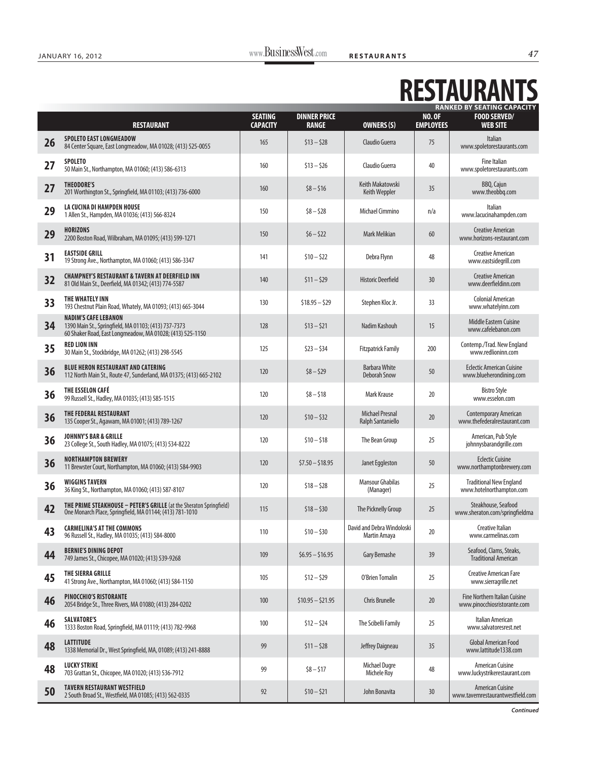# RESTAURANTS

**RANKED BY SEATING CAPACITY**

| | RESTAURANT | SEATING CAPACITY | DINNER PRICE RANGE | OWNERS (S) | NO. OF EMPLOYEES | FOOD SERVED/ WEB SITE |
|---|---|---|---|---|---|---|
| 26 | **SPOLETO EAST LONGMEADOW**<br>84 Center Square, East Longmeadow, MA 01028; (413) 525-0055 | 165 | $13 – $28 | Claudio Guerra | 75 | Italian<br>www.spoletorestaurants.com |
| 27 | **SPOLETO**<br>50 Main St., Northampton, MA 01060; (413) 586-6313 | 160 | $13 – $26 | Claudio Guerra | 40 | Fine Italian<br>www.spoletorestaurants.com |
| 27 | **THEODORE'S**<br>201 Worthington St., Springfield, MA 01103; (413) 736-6000 | 160 | $8 – $16 | Keith Makatowski<br>Keith Weppler | 35 | BBQ, Cajun<br>www.theobbq.com |
| 29 | **LA CUCINA DI HAMPDEN HOUSE**<br>1 Allen St., Hampden, MA 01036; (413) 566-8324 | 150 | $8 – $28 | Michael Cimmino | n/a | Italian<br>www.lacucinahampden.com |
| 29 | **HORIZONS**<br>2200 Boston Road, Wilbraham, MA 01095; (413) 599-1271 | 150 | $6 – $22 | Mark Melikian | 60 | Creative American<br>www.horizons-restaurant.com |
| 31 | **EASTSIDE GRILL**<br>19 Strong Ave., Northampton, MA 01060; (413) 586-3347 | 141 | $10 – $22 | Debra Flynn | 48 | Creative American<br>www.eastsidegrill.com |
| 32 | **CHAMPNEY'S RESTAURANT & TAVERN AT DEERFIELD INN**<br>81 Old Main St., Deerfield, MA 01342; (413) 774-5587 | 140 | $11 – $29 | Historic Deerfield | 30 | Creative American<br>www.deerfieldinn.com |
| 33 | **THE WHATELY INN**<br>193 Chestnut Plain Road, Whately, MA 01093; (413) 665-3044 | 130 | $18.95 – $29 | Stephen Kloc Jr. | 33 | Colonial American<br>www.whatelyinn.com |
| 34 | **NADIM'S CAFE LEBANON**<br>1390 Main St., Springfield, MA 01103; (413) 737-7373<br>60 Shaker Road, East Longmeadow, MA 01028; (413) 525-1150 | 128 | $13 – $21 | Nadim Kashouh | 15 | Middle Eastern Cuisine<br>www.cafelebanon.com |
| 35 | **RED LION INN**<br>30 Main St., Stockbridge, MA 01262; (413) 298-5545 | 125 | $23 – $34 | Fitzpatrick Family | 200 | Contemp./Trad. New England<br>www.redlioninn.com |
| 36 | **BLUE HERON RESTAURANT AND CATERING**<br>112 North Main St., Route 47, Sunderland, MA 01375; (413) 665-2102 | 120 | $8 – $29 | Barbara White<br>Deborah Snow | 50 | Eclectic American Cuisine<br>www.blueherondining.com |
| 36 | **THE ESSELON CAFÉ**<br>99 Russell St., Hadley, MA 01035; (413) 585-1515 | 120 | $8 – $18 | Mark Krause | 20 | Bistro Style<br>www.esselon.com |
| 36 | **THE FEDERAL RESTAURANT**<br>135 Cooper St., Agawam, MA 01001; (413) 789-1267 | 120 | $10 – $32 | Michael Presnal<br>Ralph Santaniello | 20 | Contemporary American<br>www.thefederalrestaurant.com |
| 36 | **JOHNNY'S BAR & GRILLE**<br>23 College St., South Hadley, MA 01075; (413) 534-8222 | 120 | $10 – $18 | The Bean Group | 25 | American, Pub Style<br>johnnysbarandgrille.com |
| 36 | **NORTHAMPTON BREWERY**<br>11 Brewster Court, Northampton, MA 01060; (413) 584-9903 | 120 | $7.50 – $18.95 | Janet Eggleston | 50 | Eclectic Cuisine<br>www.northamptonbrewery.com |
| 36 | **WIGGINS TAVERN**<br>36 King St., Northampton, MA 01060; (413) 587-8107 | 120 | $18 – $28 | Mansour Ghabilas<br>(Manager) | 25 | Traditional New England<br>www.hotelnorthampton.com |
| 42 | **THE PRIME STEAKHOUSE – PETER'S GRILLE** (at the Sheraton Springfield)<br>One Monarch Place, Springfield, MA 01144; (413) 781-1010 | 115 | $18 – $30 | The Picknelly Group | 25 | Steakhouse, Seafood<br>www.sheraton.com/springfieldma |
| 43 | **CARMELINA'S AT THE COMMONS**<br>96 Russell St., Hadley, MA 01035; (413) 584-8000 | 110 | $10 – $30 | David and Debra Windoloski<br>Martin Amaya | 20 | Creative Italian<br>www.carmelinas.com |
| 44 | **BERNIE'S DINING DEPOT**<br>749 James St., Chicopee, MA 01020; (413) 539-9268 | 109 | $6.95 – $16.95 | Gary Bernashe | 39 | Seafood, Clams, Steaks,<br>Traditional American |
| 45 | **THE SIERRA GRILLE**<br>41 Strong Ave., Northampton, MA 01060; (413) 584-1150 | 105 | $12 – $29 | O'Brien Tomalin | 25 | Creative American Fare<br>www.sierragrille.net |
| 46 | **PINOCCHIO'S RISTORANTE**<br>2054 Bridge St., Three Rivers, MA 01080; (413) 284-0202 | 100 | $10.95 – $21.95 | Chris Brunelle | 20 | Fine Northern Italian Cuisine<br>www.pinocchiosristorante.com |
| 46 | **SALVATORE'S**<br>1333 Boston Road, Springfield, MA 01119; (413) 782-9968 | 100 | $12 – $24 | The Scibelli Family | 25 | Italian American<br>www.salvatoresrest.net |
| 48 | **LATTITUDE**<br>1338 Memorial Dr., West Springfield, MA, 01089; (413) 241-8888 | 99 | $11 – $28 | Jeffrey Daigneau | 35 | Global American Food<br>www.lattitude1338.com |
| 48 | **LUCKY STRIKE**<br>703 Grattan St., Chicopee, MA 01020; (413) 536-7912 | 99 | $8 – $17 | Michael Dugre<br>Michele Roy | 48 | American Cuisine<br>www.luckystrikerestaurant.com |
| 50 | **TAVERN RESTAURANT WESTFIELD**<br>2 South Broad St., Westfield, MA 01085; (413) 562-0335 | 92 | $10 – $21 | John Bonavita | 30 | American Cuisine<br>www.tavernrestaurantwestfield.com |

*Continued*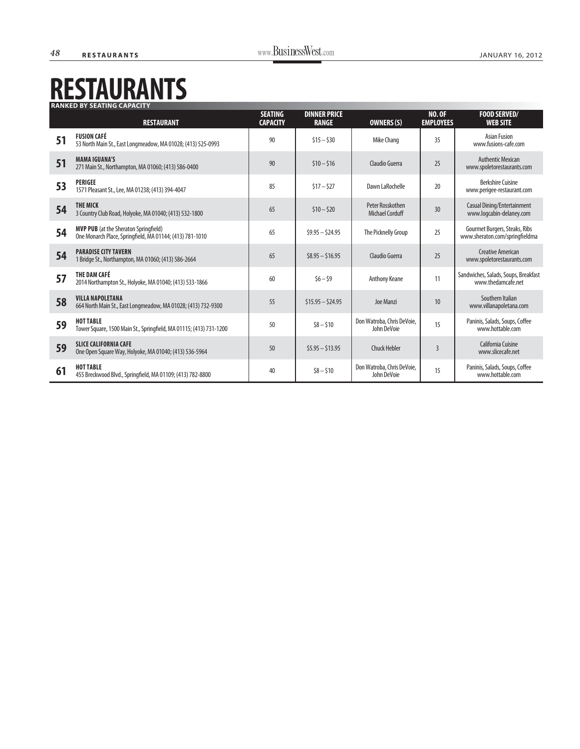# RESTAURANTS

**RANKED BY SEATING CAPACITY**

| | RESTAURANT | SEATING CAPACITY | DINNER PRICE RANGE | OWNERS (S) | NO. OF EMPLOYEES | FOOD SERVED/ WEB SITE |
|---|---|---|---|---|---|---|
| 51 | **FUSION CAFÉ** 53 North Main St., East Longmeadow, MA 01028; (413) 525-0993 | 90 | $15 – $30 | Mike Chang | 35 | Asian Fusion www.fusions-cafe.com |
| 51 | **MAMA IGUANA'S** 271 Main St., Northampton, MA 01060; (413) 586-0400 | 90 | $10 – $16 | Claudio Guerra | 25 | Authentic Mexican www.spoletorestaurants.com |
| 53 | **PERIGEE** 1571 Pleasant St., Lee, MA 01238; (413) 394-4047 | 85 | $17 – $27 | Dawn LaRochelle | 20 | Berkshire Cuisine www.perigee-restaurant.com |
| 54 | **THE MICK** 3 Country Club Road, Holyoke, MA 01040; (413) 532-1800 | 65 | $10 – $20 | Peter Rosskothen Michael Corduff | 30 | Casual Dining/Entertainment www.logcabin-delaney.com |
| 54 | **MVP PUB** (at the Sheraton Springfield) One Monarch Place, Springfield, MA 01144; (413) 781-1010 | 65 | $9.95 – $24.95 | The Picknelly Group | 25 | Gourmet Burgers, Steaks, Ribs www.sheraton.com/springfieldma |
| 54 | **PARADISE CITY TAVERN** 1 Bridge St., Northampton, MA 01060; (413) 586-2664 | 65 | $8.95 – $16.95 | Claudio Guerra | 25 | Creative American www.spoletorestaurants.com |
| 57 | **THE DAM CAFÉ** 2014 Northampton St., Holyoke, MA 01040; (413) 533-1866 | 60 | $6 – $9 | Anthony Keane | 11 | Sandwiches, Salads, Soups, Breakfast www.thedamcafe.net |
| 58 | **VILLA NAPOLETANA** 664 North Main St., East Longmeadow, MA 01028; (413) 732-9300 | 55 | $15.95 – $24.95 | Joe Manzi | 10 | Southern Italian www.villanapoletana.com |
| 59 | **HOT TABLE** Tower Square, 1500 Main St., Springfield, MA 01115; (413) 731-1200 | 50 | $8 – $10 | Don Watroba, Chris DeVoie, John DeVoie | 15 | Paninis, Salads, Soups, Coffee www.hottable.com |
| 59 | **SLICE CALIFORNIA CAFE** One Open Square Way, Holyoke, MA 01040; (413) 536-5964 | 50 | $5.95 – $13.95 | Chuck Hebler | 3 | California Cuisine www.slicecafe.net |
| 61 | **HOT TABLE** 455 Breckwood Blvd., Springfield, MA 01109; (413) 782-8800 | 40 | $8 – $10 | Don Watroba, Chris DeVoie, John DeVoie | 15 | Paninis, Salads, Soups, Coffee www.hottable.com |